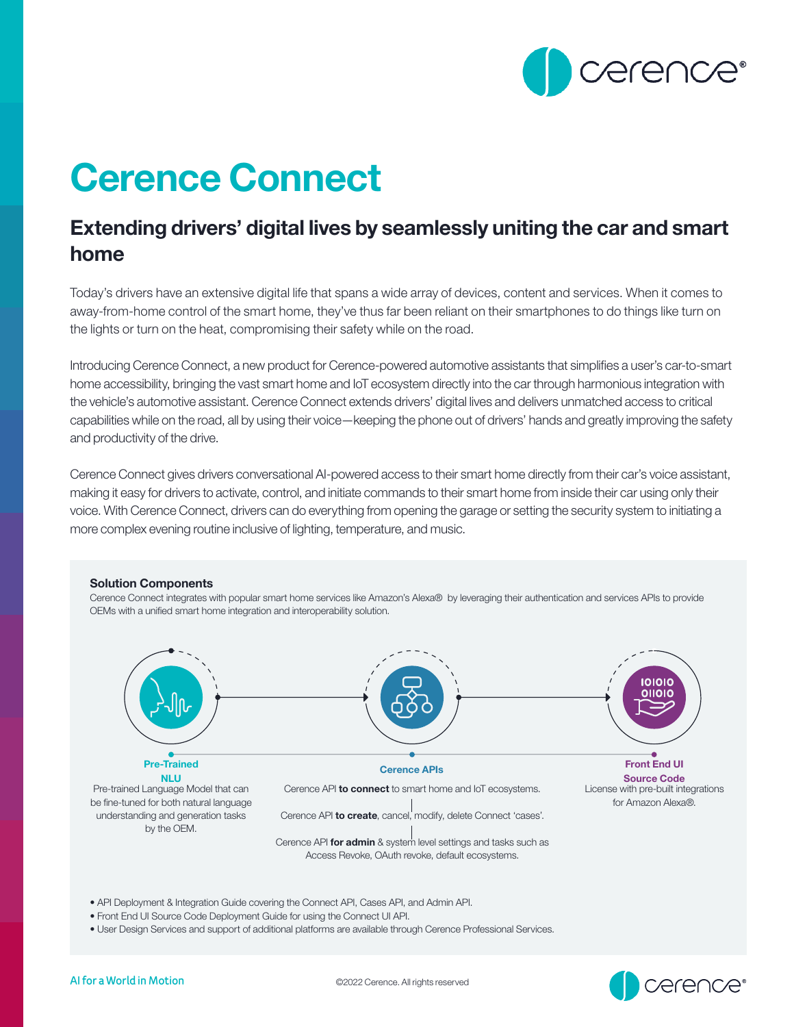# Cerence Connect

## Extending drivers' digital lives by seamlessly uniting the car and smart home

Today's drivers have an extensive digital life that spans a wide array of devices, content and services. When it comes to away-from-home control of the smart home, they've thus far been reliant on their smartphones to do things like turn on the lights or turn on the heat, compromising their safety while on the road.

Introducing Cerence Connect, a new product for Cerence-powered automotive assistants that simplifies a user's car-to-smart home accessibility, bringing the vast smart home and IoT ecosystem directly into the car through harmonious integration with the vehicle's automotive assistant. Cerence Connect extends drivers' digital lives and delivers unmatched access to critical capabilities while on the road, all by using their voice—keeping the phone out of drivers' hands and greatly improving the safety and productivity of the drive.

Cerence Connect gives drivers conversational AI-powered access to their smart home directly from their car's voice assistant, making it easy for drivers to activate, control, and initiate commands to their smart home from inside their car using only their voice. With Cerence Connect, drivers can do everything from opening the garage or setting the security system to initiating a more complex evening routine inclusive of lighting, temperature, and music.

### Solution Components

Cerence Connect integrates with popular smart home services like Amazon's Alexa® by leveraging their authentication and services APIs to provide OEMs with a unified smart home integration and interoperability solution.

**Pre-Trained NLU**

Pre-trained Language Model that can be fine-tuned for both natural language understanding and generation tasks by the OEM.

**Cerence APIs**

Cerence API **to connect** to smart home and IoT ecosystems.

Cerence API **to create**, cancel, modify, delete Connect 'cases'.

Cerence API **for admin** & system level settings and tasks such as Access Revoke, OAuth revoke, default ecosystems.

**Front End UI Source Code**

License with pre-built integrations for Amazon Alexa®.

- API Deployment & Integration Guide covering the Connect API, Cases API, and Admin API.
- Front End UI Source Code Deployment Guide for using the Connect UI API.
- User Design Services and support of additional platforms are available through Cerence Professional Services.

AI for a World in Motion

©2022 Cerence. All rights reserved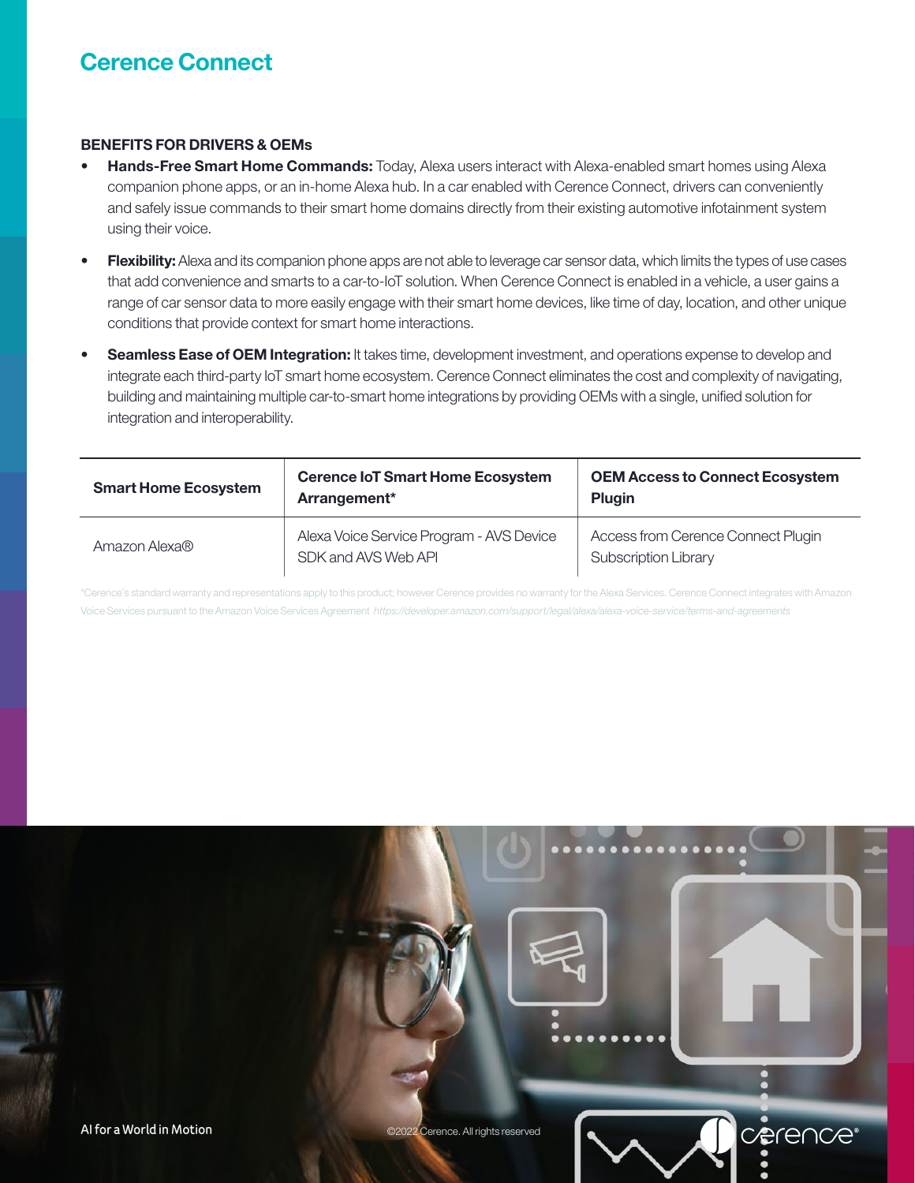## Cerence Connect

### BENEFITS FOR DRIVERS & OEMs

- **Hands-Free Smart Home Commands:** Today, Alexa users interact with Alexa-enabled smart homes using Alexa companion phone apps, or an in-home Alexa hub. In a car enabled with Cerence Connect, drivers can conveniently and safely issue commands to their smart home domains directly from their existing automotive infotainment system using their voice.
- **Flexibility:** Alexa and its companion phone apps are not able to leverage car sensor data, which limits the types of use cases that add convenience and smarts to a car-to-IoT solution. When Cerence Connect is enabled in a vehicle, a user gains a range of car sensor data to more easily engage with their smart home devices, like time of day, location, and other unique conditions that provide context for smart home interactions.
- **Seamless Ease of OEM Integration:** It takes time, development investment, and operations expense to develop and integrate each third-party IoT smart home ecosystem. Cerence Connect eliminates the cost and complexity of navigating, building and maintaining multiple car-to-smart home integrations by providing OEMs with a single, unified solution for integration and interoperability.

| Smart Home Ecosystem | Cerence IoT Smart Home Ecosystem Arrangement* | OEM Access to Connect Ecosystem Plugin |
|---|---|---|
| Amazon Alexa® | Alexa Voice Service Program - AVS Device SDK and AVS Web API | Access from Cerence Connect Plugin Subscription Library |

*Cerence's standard warranty and representations apply to this product; however Cerence provides no warranty for the Alexa Services. Cerence Connect integrates with Amazon Voice Services pursuant to the Amazon Voice Services Agreement *https://developer.amazon.com/support/legal/alexa/alexa-voice-service/terms-and-agreements*

AI for a World in Motion

©2022 Cerence. All rights reserved